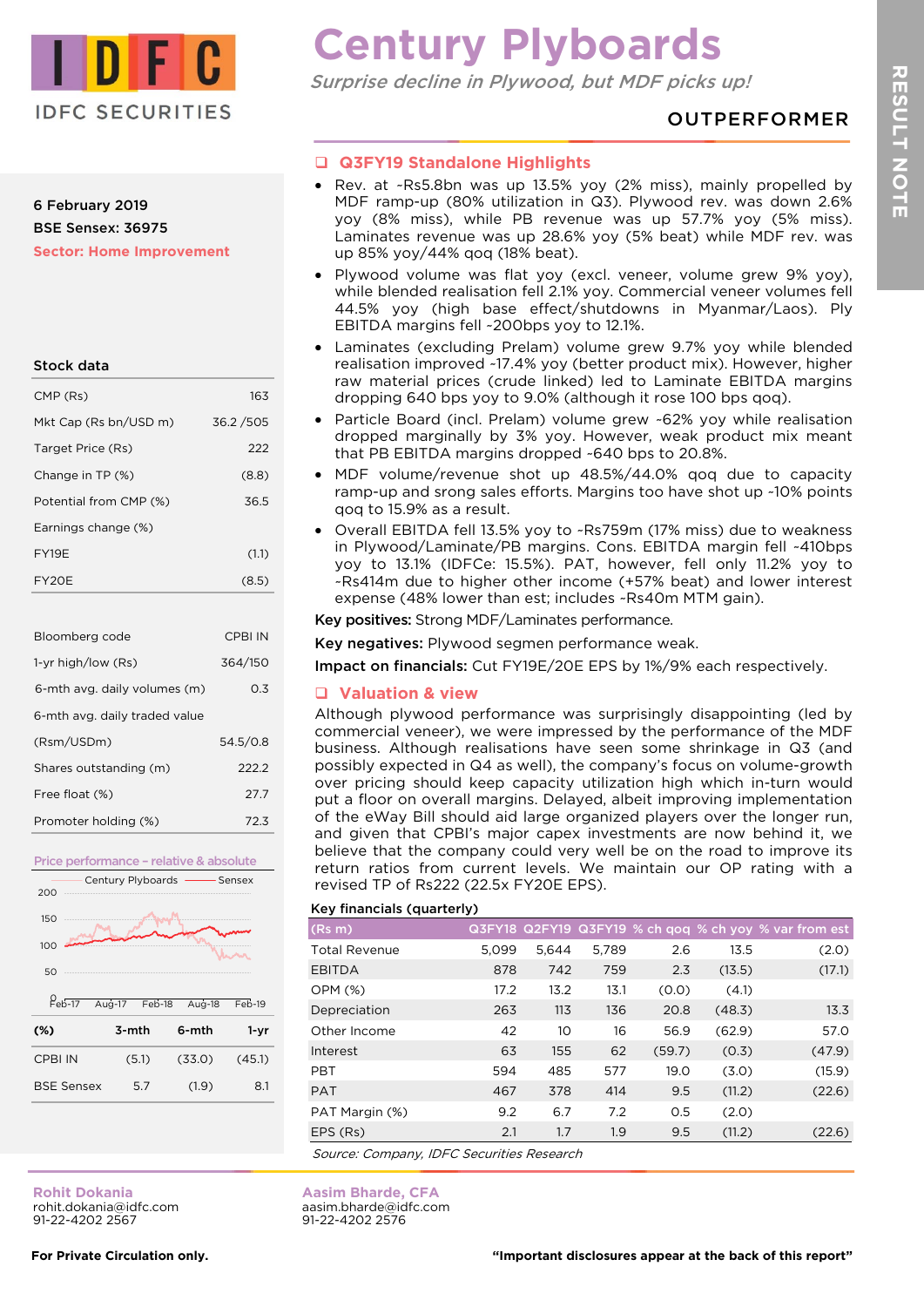# Century Plyboards

*Surprise decline in Plywood, but MDF picks up!*

**OUTPERFORMER**

6 February 2019
BSE Sensex: 36975
Sector: Home Improvement

## Stock data

| | |
|---|---|
| CMP (Rs) | 163 |
| Mkt Cap (Rs bn/USD m) | 36.2 /505 |
| Target Price (Rs) | 222 |
| Change in TP (%) | (8.8) |
| Potential from CMP (%) | 36.5 |
| Earnings change (%) | |
| FY19E | (1.1) |
| FY20E | (8.5) |

| | |
|---|---|
| Bloomberg code | CPBI IN |
| 1-yr high/low (Rs) | 364/150 |
| 6-mth avg. daily volumes (m) | 0.3 |
| 6-mth avg. daily traded value (Rsm/USDm) | 54.5/0.8 |
| Shares outstanding (m) | 222.2 |
| Free float (%) | 27.7 |
| Promoter holding (%) | 72.3 |

Price performance – relative & absolute

| (%) | 3-mth | 6-mth | 1-yr |
|---|---|---|---|
| CPBI IN | (5.1) | (33.0) | (45.1) |
| BSE Sensex | 5.7 | (1.9) | 8.1 |

## Q3FY19 Standalone Highlights

- Rev. at ~Rs5.8bn was up 13.5% yoy (2% miss), mainly propelled by MDF ramp-up (80% utilization in Q3). Plywood rev. was down 2.6% yoy (8% miss), while PB revenue was up 57.7% yoy (5% miss). Laminates revenue was up 28.6% yoy (5% beat) while MDF rev. was up 85% yoy/44% qoq (18% beat).
- Plywood volume was flat yoy (excl. veneer, volume grew 9% yoy), while blended realisation fell 2.1% yoy. Commercial veneer volumes fell 44.5% yoy (high base effect/shutdowns in Myanmar/Laos). Ply EBITDA margins fell ~200bps yoy to 12.1%.
- Laminates (excluding Prelam) volume grew 9.7% yoy while blended realisation improved ~17.4% yoy (better product mix). However, higher raw material prices (crude linked) led to Laminate EBITDA margins dropping 640 bps yoy to 9.0% (although it rose 100 bps qoq).
- Particle Board (incl. Prelam) volume grew ~62% yoy while realisation dropped marginally by 3% yoy. However, weak product mix meant that PB EBITDA margins dropped ~640 bps to 20.8%.
- MDF volume/revenue shot up 48.5%/44.0% qoq due to capacity ramp-up and srong sales efforts. Margins too have shot up ~10% points qoq to 15.9% as a result.
- Overall EBITDA fell 13.5% yoy to ~Rs759m (17% miss) due to weakness in Plywood/Laminate/PB margins. Cons. EBITDA margin fell ~410bps yoy to 13.1% (IDFCe: 15.5%). PAT, however, fell only 11.2% yoy to ~Rs414m due to higher other income (+57% beat) and lower interest expense (48% lower than est; includes ~Rs40m MTM gain).

**Key positives:** Strong MDF/Laminates performance.

**Key negatives:** Plywood segmen performance weak.

**Impact on financials:** Cut FY19E/20E EPS by 1%/9% each respectively.

## Valuation & view

Although plywood performance was surprisingly disappointing (led by commercial veneer), we were impressed by the performance of the MDF business. Although realisations have seen some shrinkage in Q3 (and possibly expected in Q4 as well), the company's focus on volume-growth over pricing should keep capacity utilization high which in-turn would put a floor on overall margins. Delayed, albeit improving implementation of the eWay Bill should aid large organized players over the longer run, and given that CPBI's major capex investments are now behind it, we believe that the company could very well be on the road to improve its return ratios from current levels. We maintain our OP rating with a revised TP of Rs222 (22.5x FY20E EPS).

**Key financials (quarterly)**

| (Rs m) | Q3FY18 | Q2FY19 | Q3FY19 | % ch qoq | % ch yoy | % var from est |
|---|---|---|---|---|---|---|
| Total Revenue | 5,099 | 5,644 | 5,789 | 2.6 | 13.5 | (2.0) |
| EBITDA | 878 | 742 | 759 | 2.3 | (13.5) | (17.1) |
| OPM (%) | 17.2 | 13.2 | 13.1 | (0.0) | (4.1) | |
| Depreciation | 263 | 113 | 136 | 20.8 | (48.3) | 13.3 |
| Other Income | 42 | 10 | 16 | 56.9 | (62.9) | 57.0 |
| Interest | 63 | 155 | 62 | (59.7) | (0.3) | (47.9) |
| PBT | 594 | 485 | 577 | 19.0 | (3.0) | (15.9) |
| PAT | 467 | 378 | 414 | 9.5 | (11.2) | (22.6) |
| PAT Margin (%) | 9.2 | 6.7 | 7.2 | 0.5 | (2.0) | |
| EPS (Rs) | 2.1 | 1.7 | 1.9 | 9.5 | (11.2) | (22.6) |

*Source: Company, IDFC Securities Research*

**Rohit Dokania**
rohit.dokania@idfc.com
91-22-4202 2567

**Aasim Bharde, CFA**
aasim.bharde@idfc.com
91-22-4202 2576

**For Private Circulation only.**

**"Important disclosures appear at the back of this report"**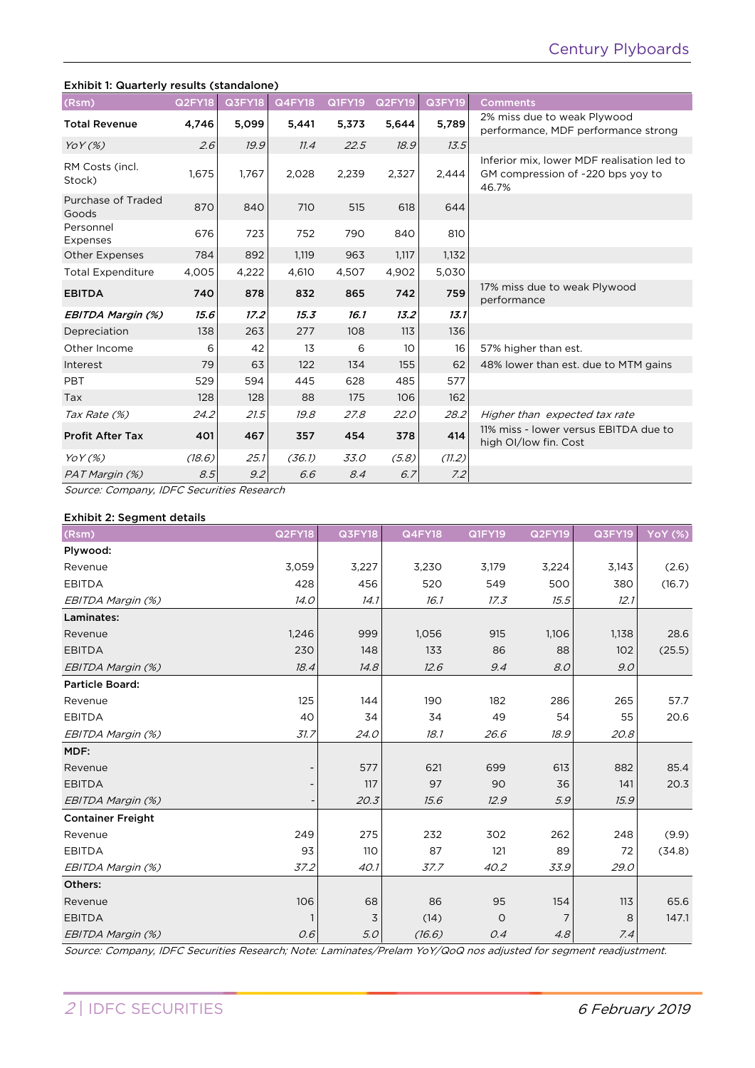**Exhibit 1: Quarterly results (standalone)**

| (Rsm) | Q2FY18 | Q3FY18 | Q4FY18 | Q1FY19 | Q2FY19 | Q3FY19 | Comments |
|---|---|---|---|---|---|---|---|
| **Total Revenue** | **4,746** | **5,099** | **5,441** | **5,373** | **5,644** | **5,789** | 2% miss due to weak Plywood performance, MDF performance strong |
| *YoY (%)* | *2.6* | *19.9* | *11.4* | *22.5* | *18.9* | *13.5* | |
| RM Costs (incl. Stock) | 1,675 | 1,767 | 2,028 | 2,239 | 2,327 | 2,444 | Inferior mix, lower MDF realisation led to GM compression of ~220 bps yoy to 46.7% |
| Purchase of Traded Goods | 870 | 840 | 710 | 515 | 618 | 644 | |
| Personnel Expenses | 676 | 723 | 752 | 790 | 840 | 810 | |
| Other Expenses | 784 | 892 | 1,119 | 963 | 1,117 | 1,132 | |
| Total Expenditure | 4,005 | 4,222 | 4,610 | 4,507 | 4,902 | 5,030 | |
| **EBITDA** | **740** | **878** | **832** | **865** | **742** | **759** | 17% miss due to weak Plywood performance |
| ***EBITDA Margin (%)*** | ***15.6*** | ***17.2*** | ***15.3*** | ***16.1*** | ***13.2*** | ***13.1*** | |
| Depreciation | 138 | 263 | 277 | 108 | 113 | 136 | |
| Other Income | 6 | 42 | 13 | 6 | 10 | 16 | 57% higher than est. |
| Interest | 79 | 63 | 122 | 134 | 155 | 62 | 48% lower than est. due to MTM gains |
| PBT | 529 | 594 | 445 | 628 | 485 | 577 | |
| Tax | 128 | 128 | 88 | 175 | 106 | 162 | |
| *Tax Rate (%)* | *24.2* | *21.5* | *19.8* | *27.8* | *22.0* | *28.2* | *Higher than expected tax rate* |
| **Profit After Tax** | **401** | **467** | **357** | **454** | **378** | **414** | 11% miss - lower versus EBITDA due to high OI/low fin. Cost |
| *YoY (%)* | *(18.6)* | *25.1* | *(36.1)* | *33.0* | *(5.8)* | *(11.2)* | |
| *PAT Margin (%)* | *8.5* | *9.2* | *6.6* | *8.4* | *6.7* | *7.2* | |

*Source: Company, IDFC Securities Research*

**Exhibit 2: Segment details**

| (Rsm) | Q2FY18 | Q3FY18 | Q4FY18 | Q1FY19 | Q2FY19 | Q3FY19 | YoY (%) |
|---|---|---|---|---|---|---|---|
| **Plywood:** | | | | | | | |
| Revenue | 3,059 | 3,227 | 3,230 | 3,179 | 3,224 | 3,143 | (2.6) |
| EBITDA | 428 | 456 | 520 | 549 | 500 | 380 | (16.7) |
| *EBITDA Margin (%)* | *14.0* | *14.1* | *16.1* | *17.3* | *15.5* | *12.1* | |
| **Laminates:** | | | | | | | |
| Revenue | 1,246 | 999 | 1,056 | 915 | 1,106 | 1,138 | 28.6 |
| EBITDA | 230 | 148 | 133 | 86 | 88 | 102 | (25.5) |
| *EBITDA Margin (%)* | *18.4* | *14.8* | *12.6* | *9.4* | *8.0* | *9.0* | |
| **Particle Board:** | | | | | | | |
| Revenue | 125 | 144 | 190 | 182 | 286 | 265 | 57.7 |
| EBITDA | 40 | 34 | 34 | 49 | 54 | 55 | 20.6 |
| *EBITDA Margin (%)* | *31.7* | *24.0* | *18.1* | *26.6* | *18.9* | *20.8* | |
| **MDF:** | | | | | | | |
| Revenue | - | 577 | 621 | 699 | 613 | 882 | 85.4 |
| EBITDA | - | 117 | 97 | 90 | 36 | 141 | 20.3 |
| *EBITDA Margin (%)* | - | *20.3* | *15.6* | *12.9* | *5.9* | *15.9* | |
| **Container Freight** | | | | | | | |
| Revenue | 249 | 275 | 232 | 302 | 262 | 248 | (9.9) |
| EBITDA | 93 | 110 | 87 | 121 | 89 | 72 | (34.8) |
| *EBITDA Margin (%)* | *37.2* | *40.1* | *37.7* | *40.2* | *33.9* | *29.0* | |
| **Others:** | | | | | | | |
| Revenue | 106 | 68 | 86 | 95 | 154 | 113 | 65.6 |
| EBITDA | 1 | 3 | (14) | 0 | 7 | 8 | 147.1 |
| *EBITDA Margin (%)* | *0.6* | *5.0* | *(16.6)* | *0.4* | *4.8* | *7.4* | |

*Source: Company, IDFC Securities Research; Note: Laminates/Prelam YoY/QoQ nos adjusted for segment readjustment.*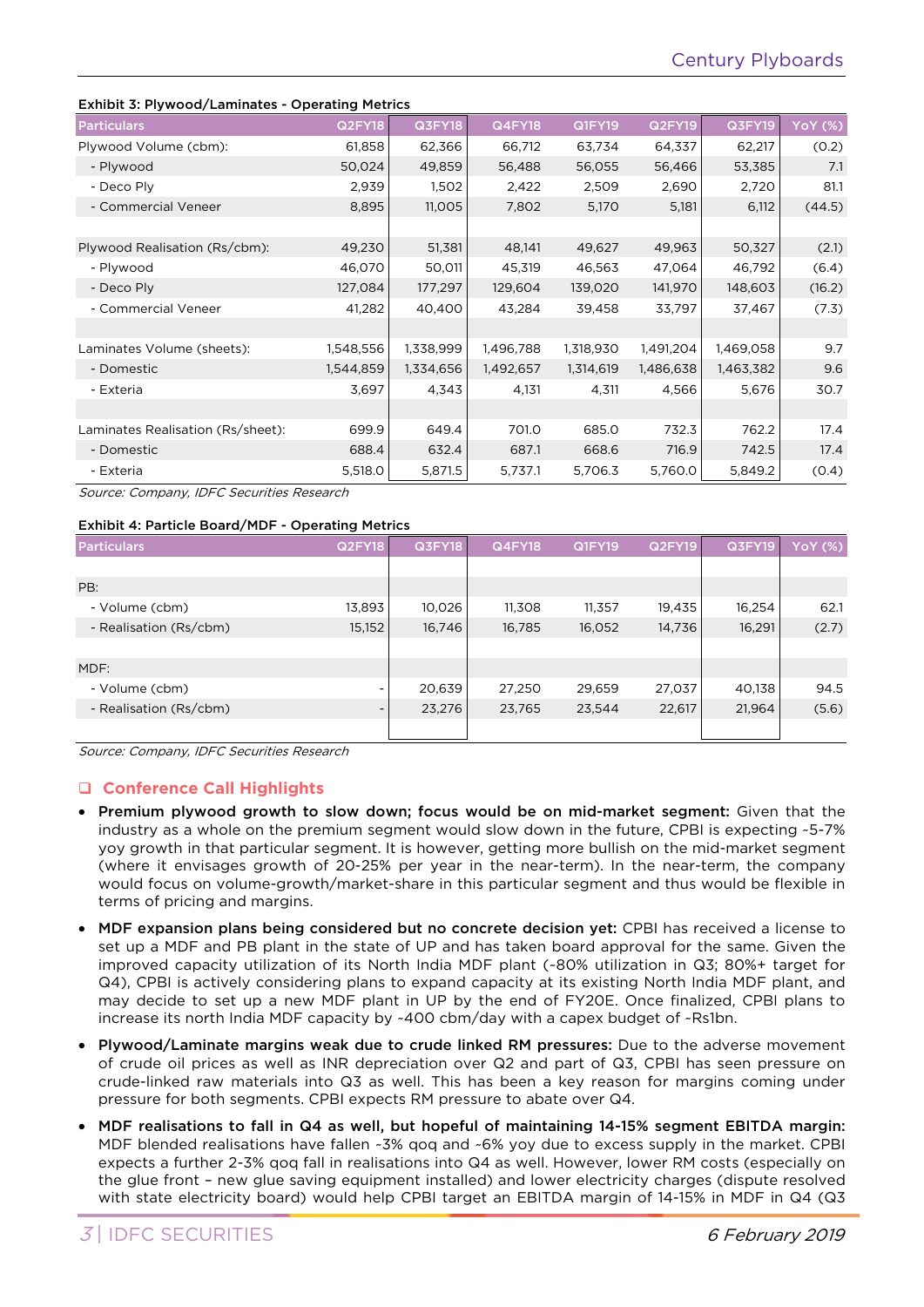**Exhibit 3: Plywood/Laminates - Operating Metrics**

| Particulars | Q2FY18 | Q3FY18 | Q4FY18 | Q1FY19 | Q2FY19 | Q3FY19 | YoY (%) |
|---|---|---|---|---|---|---|---|
| Plywood Volume (cbm): | 61,858 | 62,366 | 66,712 | 63,734 | 64,337 | 62,217 | (0.2) |
| - Plywood | 50,024 | 49,859 | 56,488 | 56,055 | 56,466 | 53,385 | 7.1 |
| - Deco Ply | 2,939 | 1,502 | 2,422 | 2,509 | 2,690 | 2,720 | 81.1 |
| - Commercial Veneer | 8,895 | 11,005 | 7,802 | 5,170 | 5,181 | 6,112 | (44.5) |
| | | | | | | | |
| Plywood Realisation (Rs/cbm): | 49,230 | 51,381 | 48,141 | 49,627 | 49,963 | 50,327 | (2.1) |
| - Plywood | 46,070 | 50,011 | 45,319 | 46,563 | 47,064 | 46,792 | (6.4) |
| - Deco Ply | 127,084 | 177,297 | 129,604 | 139,020 | 141,970 | 148,603 | (16.2) |
| - Commercial Veneer | 41,282 | 40,400 | 43,284 | 39,458 | 33,797 | 37,467 | (7.3) |
| | | | | | | | |
| Laminates Volume (sheets): | 1,548,556 | 1,338,999 | 1,496,788 | 1,318,930 | 1,491,204 | 1,469,058 | 9.7 |
| - Domestic | 1,544,859 | 1,334,656 | 1,492,657 | 1,314,619 | 1,486,638 | 1,463,382 | 9.6 |
| - Exteria | 3,697 | 4,343 | 4,131 | 4,311 | 4,566 | 5,676 | 30.7 |
| | | | | | | | |
| Laminates Realisation (Rs/sheet): | 699.9 | 649.4 | 701.0 | 685.0 | 732.3 | 762.2 | 17.4 |
| - Domestic | 688.4 | 632.4 | 687.1 | 668.6 | 716.9 | 742.5 | 17.4 |
| - Exteria | 5,518.0 | 5,871.5 | 5,737.1 | 5,706.3 | 5,760.0 | 5,849.2 | (0.4) |

*Source: Company, IDFC Securities Research*

**Exhibit 4: Particle Board/MDF - Operating Metrics**

| Particulars | Q2FY18 | Q3FY18 | Q4FY18 | Q1FY19 | Q2FY19 | Q3FY19 | YoY (%) |
|---|---|---|---|---|---|---|---|
| | | | | | | | |
| PB: | | | | | | | |
| - Volume (cbm) | 13,893 | 10,026 | 11,308 | 11,357 | 19,435 | 16,254 | 62.1 |
| - Realisation (Rs/cbm) | 15,152 | 16,746 | 16,785 | 16,052 | 14,736 | 16,291 | (2.7) |
| | | | | | | | |
| MDF: | | | | | | | |
| - Volume (cbm) | - | 20,639 | 27,250 | 29,659 | 27,037 | 40,138 | 94.5 |
| - Realisation (Rs/cbm) | - | 23,276 | 23,765 | 23,544 | 22,617 | 21,964 | (5.6) |

*Source: Company, IDFC Securities Research*

## Conference Call Highlights

- **Premium plywood growth to slow down; focus would be on mid-market segment:** Given that the industry as a whole on the premium segment would slow down in the future, CPBI is expecting ~5-7% yoy growth in that particular segment. It is however, getting more bullish on the mid-market segment (where it envisages growth of 20-25% per year in the near-term). In the near-term, the company would focus on volume-growth/market-share in this particular segment and thus would be flexible in terms of pricing and margins.
- **MDF expansion plans being considered but no concrete decision yet:** CPBI has received a license to set up a MDF and PB plant in the state of UP and has taken board approval for the same. Given the improved capacity utilization of its North India MDF plant (~80% utilization in Q3; 80%+ target for Q4), CPBI is actively considering plans to expand capacity at its existing North India MDF plant, and may decide to set up a new MDF plant in UP by the end of FY20E. Once finalized, CPBI plans to increase its north India MDF capacity by ~400 cbm/day with a capex budget of ~Rs1bn.
- **Plywood/Laminate margins weak due to crude linked RM pressures:** Due to the adverse movement of crude oil prices as well as INR depreciation over Q2 and part of Q3, CPBI has seen pressure on crude-linked raw materials into Q3 as well. This has been a key reason for margins coming under pressure for both segments. CPBI expects RM pressure to abate over Q4.
- **MDF realisations to fall in Q4 as well, but hopeful of maintaining 14-15% segment EBITDA margin:** MDF blended realisations have fallen ~3% qoq and ~6% yoy due to excess supply in the market. CPBI expects a further 2-3% qoq fall in realisations into Q4 as well. However, lower RM costs (especially on the glue front – new glue saving equipment installed) and lower electricity charges (dispute resolved with state electricity board) would help CPBI target an EBITDA margin of 14-15% in MDF in Q4 (Q3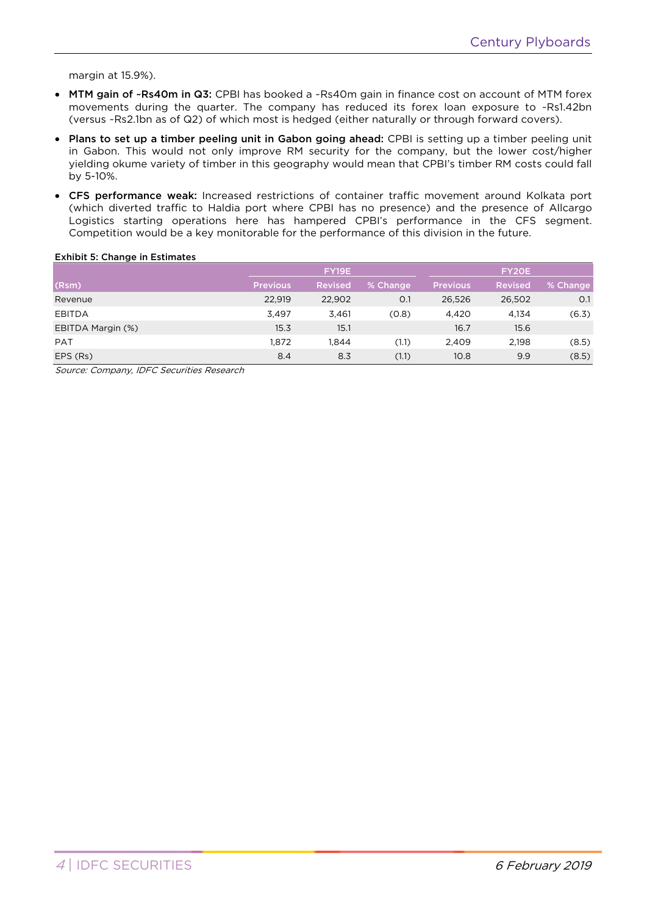margin at 15.9%).

- **MTM gain of ~Rs40m in Q3:** CPBI has booked a ~Rs40m gain in finance cost on account of MTM forex movements during the quarter. The company has reduced its forex loan exposure to ~Rs1.42bn (versus ~Rs2.1bn as of Q2) of which most is hedged (either naturally or through forward covers).
- **Plans to set up a timber peeling unit in Gabon going ahead:** CPBI is setting up a timber peeling unit in Gabon. This would not only improve RM security for the company, but the lower cost/higher yielding okume variety of timber in this geography would mean that CPBI's timber RM costs could fall by 5-10%.
- **CFS performance weak:** Increased restrictions of container traffic movement around Kolkata port (which diverted traffic to Haldia port where CPBI has no presence) and the presence of Allcargo Logistics starting operations here has hampered CPBI's performance in the CFS segment. Competition would be a key monitorable for the performance of this division in the future.

**Exhibit 5: Change in Estimates**

| | FY19E | | | FY20E | | |
|---|---|---|---|---|---|---|
| (Rsm) | Previous | Revised | % Change | Previous | Revised | % Change |
| Revenue | 22,919 | 22,902 | 0.1 | 26,526 | 26,502 | 0.1 |
| EBITDA | 3,497 | 3,461 | (0.8) | 4,420 | 4,134 | (6.3) |
| EBITDA Margin (%) | 15.3 | 15.1 | | 16.7 | 15.6 | |
| PAT | 1,872 | 1,844 | (1.1) | 2,409 | 2,198 | (8.5) |
| EPS (Rs) | 8.4 | 8.3 | (1.1) | 10.8 | 9.9 | (8.5) |

*Source: Company, IDFC Securities Research*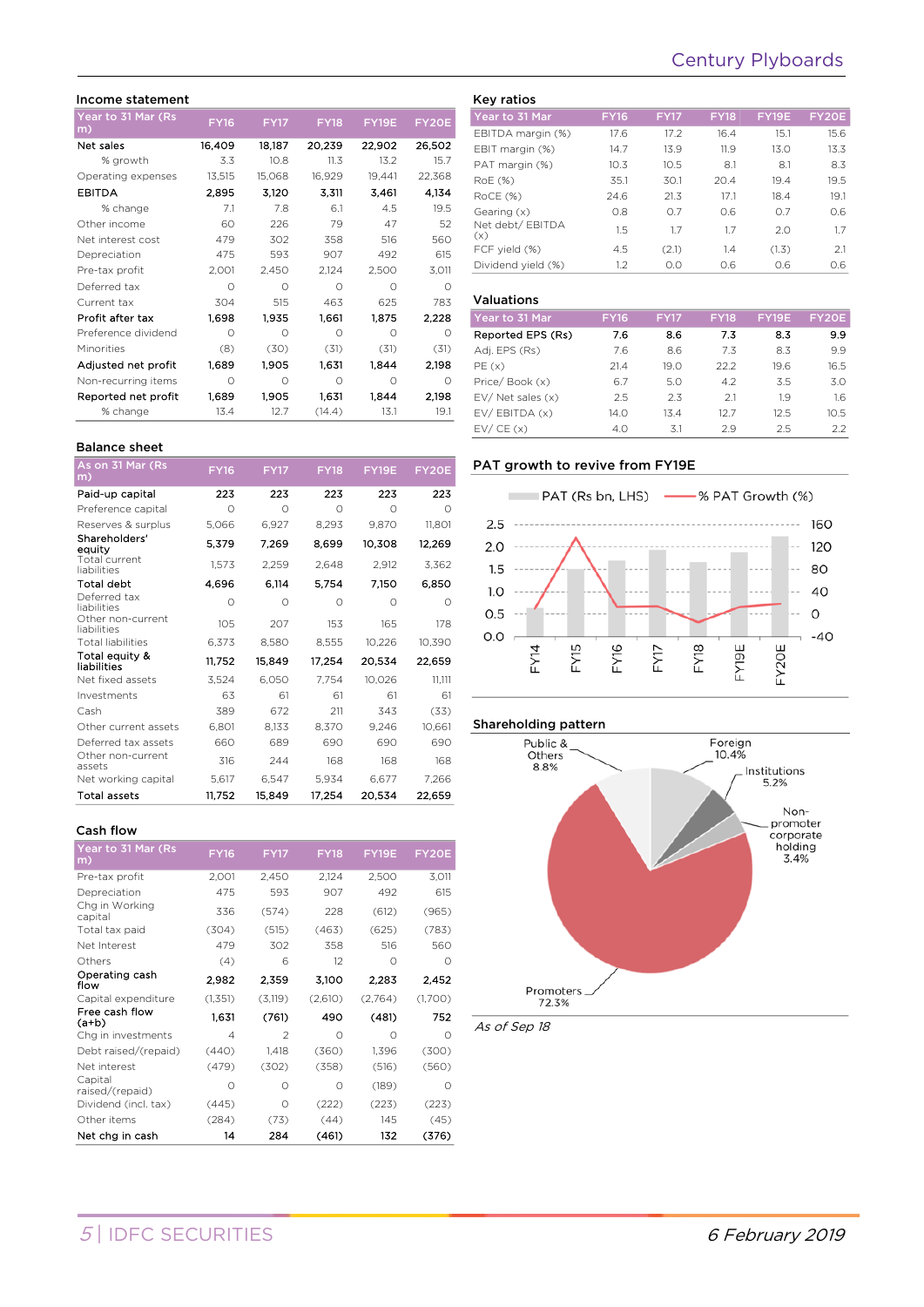## Income statement

| Year to 31 Mar (Rs m) | FY16 | FY17 | FY18 | FY19E | FY20E |
|---|---|---|---|---|---|
| **Net sales** | **16,409** | **18,187** | **20,239** | **22,902** | **26,502** |
| % growth | 3.3 | 10.8 | 11.3 | 13.2 | 15.7 |
| Operating expenses | 13,515 | 15,068 | 16,929 | 19,441 | 22,368 |
| **EBITDA** | **2,895** | **3,120** | **3,311** | **3,461** | **4,134** |
| % change | 7.1 | 7.8 | 6.1 | 4.5 | 19.5 |
| Other income | 60 | 226 | 79 | 47 | 52 |
| Net interest cost | 479 | 302 | 358 | 516 | 560 |
| Depreciation | 475 | 593 | 907 | 492 | 615 |
| Pre-tax profit | 2,001 | 2,450 | 2,124 | 2,500 | 3,011 |
| Deferred tax | 0 | 0 | 0 | 0 | 0 |
| Current tax | 304 | 515 | 463 | 625 | 783 |
| **Profit after tax** | **1,698** | **1,935** | **1,661** | **1,875** | **2,228** |
| Preference dividend | 0 | 0 | 0 | 0 | 0 |
| Minorities | (8) | (30) | (31) | (31) | (31) |
| **Adjusted net profit** | **1,689** | **1,905** | **1,631** | **1,844** | **2,198** |
| Non-recurring items | 0 | 0 | 0 | 0 | 0 |
| **Reported net profit** | **1,689** | **1,905** | **1,631** | **1,844** | **2,198** |
| % change | 13.4 | 12.7 | (14.4) | 13.1 | 19.1 |

## Balance sheet

| As on 31 Mar (Rs m) | FY16 | FY17 | FY18 | FY19E | FY20E |
|---|---|---|---|---|---|
| **Paid-up capital** | **223** | **223** | **223** | **223** | **223** |
| Preference capital | 0 | 0 | 0 | 0 | 0 |
| Reserves & surplus | 5,066 | 6,927 | 8,293 | 9,870 | 11,801 |
| **Shareholders' equity** | **5,379** | **7,269** | **8,699** | **10,308** | **12,269** |
| Total current liabilities | 1,573 | 2,259 | 2,648 | 2,912 | 3,362 |
| **Total debt** | **4,696** | **6,114** | **5,754** | **7,150** | **6,850** |
| Deferred tax liabilities | 0 | 0 | 0 | 0 | 0 |
| Other non-current liabilities | 105 | 207 | 153 | 165 | 178 |
| Total liabilities | 6,373 | 8,580 | 8,555 | 10,226 | 10,390 |
| **Total equity & liabilities** | **11,752** | **15,849** | **17,254** | **20,534** | **22,659** |
| Net fixed assets | 3,524 | 6,050 | 7,754 | 10,026 | 11,111 |
| Investments | 63 | 61 | 61 | 61 | 61 |
| Cash | 389 | 672 | 211 | 343 | (33) |
| Other current assets | 6,801 | 8,133 | 8,370 | 9,246 | 10,661 |
| Deferred tax assets | 660 | 689 | 690 | 690 | 690 |
| Other non-current assets | 316 | 244 | 168 | 168 | 168 |
| Net working capital | 5,617 | 6,547 | 5,934 | 6,677 | 7,266 |
| **Total assets** | **11,752** | **15,849** | **17,254** | **20,534** | **22,659** |

## Cash flow

| Year to 31 Mar (Rs m) | FY16 | FY17 | FY18 | FY19E | FY20E |
|---|---|---|---|---|---|
| Pre-tax profit | 2,001 | 2,450 | 2,124 | 2,500 | 3,011 |
| Depreciation | 475 | 593 | 907 | 492 | 615 |
| Chg in Working capital | 336 | (574) | 228 | (612) | (965) |
| Total tax paid | (304) | (515) | (463) | (625) | (783) |
| Net Interest | 479 | 302 | 358 | 516 | 560 |
| Others | (4) | 6 | 12 | 0 | 0 |
| **Operating cash flow** | **2,982** | **2,359** | **3,100** | **2,283** | **2,452** |
| Capital expenditure | (1,351) | (3,119) | (2,610) | (2,764) | (1,700) |
| **Free cash flow (a+b)** | **1,631** | **(761)** | **490** | **(481)** | **752** |
| Chg in investments | 4 | 2 | 0 | 0 | 0 |
| Debt raised/(repaid) | (440) | 1,418 | (360) | 1,396 | (300) |
| Net interest | (479) | (302) | (358) | (516) | (560) |
| Capital raised/(repaid) | 0 | 0 | 0 | (189) | 0 |
| Dividend (incl. tax) | (445) | 0 | (222) | (223) | (223) |
| Other items | (284) | (73) | (44) | 145 | (45) |
| **Net chg in cash** | **14** | **284** | **(461)** | **132** | **(376)** |

## Key ratios

| Year to 31 Mar | FY16 | FY17 | FY18 | FY19E | FY20E |
|---|---|---|---|---|---|
| EBITDA margin (%) | 17.6 | 17.2 | 16.4 | 15.1 | 15.6 |
| EBIT margin (%) | 14.7 | 13.9 | 11.9 | 13.0 | 13.3 |
| PAT margin (%) | 10.3 | 10.5 | 8.1 | 8.1 | 8.3 |
| RoE (%) | 35.1 | 30.1 | 20.4 | 19.4 | 19.5 |
| RoCE (%) | 24.6 | 21.3 | 17.1 | 18.4 | 19.1 |
| Gearing (x) | 0.8 | 0.7 | 0.6 | 0.7 | 0.6 |
| Net debt/ EBITDA (x) | 1.5 | 1.7 | 1.7 | 2.0 | 1.7 |
| FCF yield (%) | 4.5 | (2.1) | 1.4 | (1.3) | 2.1 |
| Dividend yield (%) | 1.2 | 0.0 | 0.6 | 0.6 | 0.6 |

## Valuations

| Year to 31 Mar | FY16 | FY17 | FY18 | FY19E | FY20E |
|---|---|---|---|---|---|
| **Reported EPS (Rs)** | **7.6** | **8.6** | **7.3** | **8.3** | **9.9** |
| Adj. EPS (Rs) | 7.6 | 8.6 | 7.3 | 8.3 | 9.9 |
| PE (x) | 21.4 | 19.0 | 22.2 | 19.6 | 16.5 |
| Price/ Book (x) | 6.7 | 5.0 | 4.2 | 3.5 | 3.0 |
| EV/ Net sales (x) | 2.5 | 2.3 | 2.1 | 1.9 | 1.6 |
| EV/ EBITDA (x) | 14.0 | 13.4 | 12.7 | 12.5 | 10.5 |
| EV/ CE (x) | 4.0 | 3.1 | 2.9 | 2.5 | 2.2 |

## PAT growth to revive from FY19E

PAT (Rs bn, LHS) — % PAT Growth (%)

## Shareholding pattern

Promoters 72.3%, Foreign 10.4%, Public & Others 8.8%, Institutions 5.2%, Non-promoter corporate holding 3.4%

*As of Sep 18*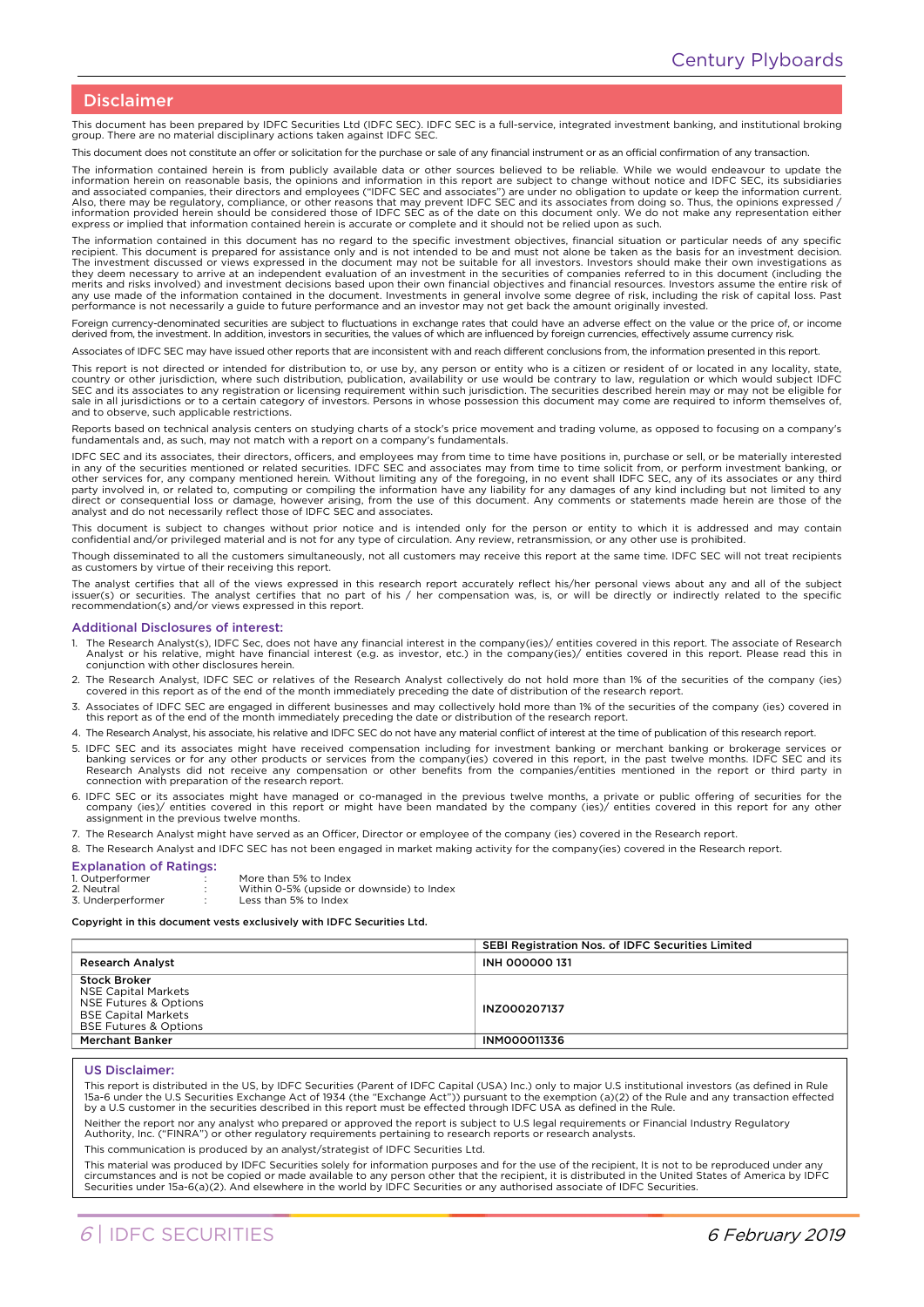## Disclaimer

This document has been prepared by IDFC Securities Ltd (IDFC SEC). IDFC SEC is a full-service, integrated investment banking, and institutional broking group. There are no material disciplinary actions taken against IDFC SEC.

This document does not constitute an offer or solicitation for the purchase or sale of any financial instrument or as an official confirmation of any transaction.

The information contained herein is from publicly available data or other sources believed to be reliable. While we would endeavour to update the information herein on reasonable basis, the opinions and information in this report are subject to change without notice and IDFC SEC, its subsidiaries and associated companies, their directors and employees ("IDFC SEC and associates") are under no obligation to update or keep the information current. Also, there may be regulatory, compliance, or other reasons that may prevent IDFC SEC and its associates from doing so. Thus, the opinions expressed / information provided herein should be considered those of IDFC SEC as of the date on this document only. We do not make any representation either express or implied that information contained herein is accurate or complete and it should not be relied upon as such.

The information contained in this document has no regard to the specific investment objectives, financial situation or particular needs of any specific recipient. This document is prepared for assistance only and is not intended to be and must not alone be taken as the basis for an investment decision. The investment discussed or views expressed in the document may not be suitable for all investors. Investors should make their own investigations as they deem necessary to arrive at an independent evaluation of an investment in the securities of companies referred to in this document (including the merits and risks involved) and investment decisions based upon their own financial objectives and financial resources. Investors assume the entire risk of any use made of the information contained in the document. Investments in general involve some degree of risk, including the risk of capital loss. Past performance is not necessarily a guide to future performance and an investor may not get back the amount originally invested.

Foreign currency-denominated securities are subject to fluctuations in exchange rates that could have an adverse effect on the value or the price of, or income derived from, the investment. In addition, investors in securities, the values of which are influenced by foreign currencies, effectively assume currency risk.

Associates of IDFC SEC may have issued other reports that are inconsistent with and reach different conclusions from, the information presented in this report.

This report is not directed or intended for distribution to, or use by, any person or entity who is a citizen or resident of or located in any locality, state, country or other jurisdiction, where such distribution, publication, availability or use would be contrary to law, regulation or which would subject IDFC SEC and its associates to any registration or licensing requirement within such jurisdiction. The securities described herein may or may not be eligible for sale in all jurisdictions or to a certain category of investors. Persons in whose possession this document may come are required to inform themselves of, and to observe, such applicable restrictions.

Reports based on technical analysis centers on studying charts of a stock's price movement and trading volume, as opposed to focusing on a company's fundamentals and, as such, may not match with a report on a company's fundamentals.

IDFC SEC and its associates, their directors, officers, and employees may from time to time have positions in, purchase or sell, or be materially interested in any of the securities mentioned or related securities. IDFC SEC and associates may from time to time solicit from, or perform investment banking, or other services for, any company mentioned herein. Without limiting any of the foregoing, in no event shall IDFC SEC, any of its associates or any third party involved in, or related to, computing or compiling the information have any liability for any damages of any kind including but not limited to any direct or consequential loss or damage, however arising, from the use of this document. Any comments or statements made herein are those of the analyst and do not necessarily reflect those of IDFC SEC and associates.

This document is subject to changes without prior notice and is intended only for the person or entity to which it is addressed and may contain confidential and/or privileged material and is not for any type of circulation. Any review, retransmission, or any other use is prohibited.

Though disseminated to all the customers simultaneously, not all customers may receive this report at the same time. IDFC SEC will not treat recipients as customers by virtue of their receiving this report.

The analyst certifies that all of the views expressed in this research report accurately reflect his/her personal views about any and all of the subject issuer(s) or securities. The analyst certifies that no part of his / her compensation was, is, or will be directly or indirectly related to the specific recommendation(s) and/or views expressed in this report.

### Additional Disclosures of interest:

1. The Research Analyst(s), IDFC Sec, does not have any financial interest in the company(ies)/ entities covered in this report. The associate of Research Analyst or his relative, might have financial interest (e.g. as investor, etc.) in the company(ies)/ entities covered in this report. Please read this in conjunction with other disclosures herein.
2. The Research Analyst, IDFC SEC or relatives of the Research Analyst collectively do not hold more than 1% of the securities of the company (ies) covered in this report as of the end of the month immediately preceding the date of distribution of the research report.
3. Associates of IDFC SEC are engaged in different businesses and may collectively hold more than 1% of the securities of the company (ies) covered in this report as of the end of the month immediately preceding the date or distribution of the research report.
4. The Research Analyst, his associate, his relative and IDFC SEC do not have any material conflict of interest at the time of publication of this research report.
5. IDFC SEC and its associates might have received compensation including for investment banking or merchant banking or brokerage services or banking services or for any other products or services from the company(ies) covered in this report, in the past twelve months. IDFC SEC and its Research Analysts did not receive any compensation or other benefits from the companies/entities mentioned in the report or third party in connection with preparation of the research report.
6. IDFC SEC or its associates might have managed or co-managed in the previous twelve months, a private or public offering of securities for the company (ies)/ entities covered in this report or might have been mandated by the company (ies)/ entities covered in this report for any other assignment in the previous twelve months.
7. The Research Analyst might have served as an Officer, Director or employee of the company (ies) covered in the Research report.
8. The Research Analyst and IDFC SEC has not been engaged in market making activity for the company(ies) covered in the Research report.

### Explanation of Ratings:

1. Outperformer : More than 5% to Index
2. Neutral : Within 0-5% (upside or downside) to Index
3. Underperformer : Less than 5% to Index

**Copyright in this document vests exclusively with IDFC Securities Ltd.**

| | SEBI Registration Nos. of IDFC Securities Limited |
|---|---|
| **Research Analyst** | **INH 000000 131** |
| **Stock Broker**<br>NSE Capital Markets<br>NSE Futures & Options<br>BSE Capital Markets<br>BSE Futures & Options | **INZ000207137** |
| **Merchant Banker** | **INM000011336** |

### US Disclaimer:

This report is distributed in the US, by IDFC Securities (Parent of IDFC Capital (USA) Inc.) only to major U.S institutional investors (as defined in Rule 15a-6 under the U.S Securities Exchange Act of 1934 (the "Exchange Act")) pursuant to the exemption (a)(2) of the Rule and any transaction effected by a U.S customer in the securities described in this report must be effected through IDFC USA as defined in the Rule.

Neither the report nor any analyst who prepared or approved the report is subject to U.S legal requirements or Financial Industry Regulatory Authority, Inc. ("FINRA") or other regulatory requirements pertaining to research reports or research analysts.

This communication is produced by an analyst/strategist of IDFC Securities Ltd.

This material was produced by IDFC Securities solely for information purposes and for the use of the recipient, It is not to be reproduced under any circumstances and is not be copied or made available to any person other that the recipient, it is distributed in the United States of America by IDFC Securities under 15a-6(a)(2). And elsewhere in the world by IDFC Securities or any authorised associate of IDFC Securities.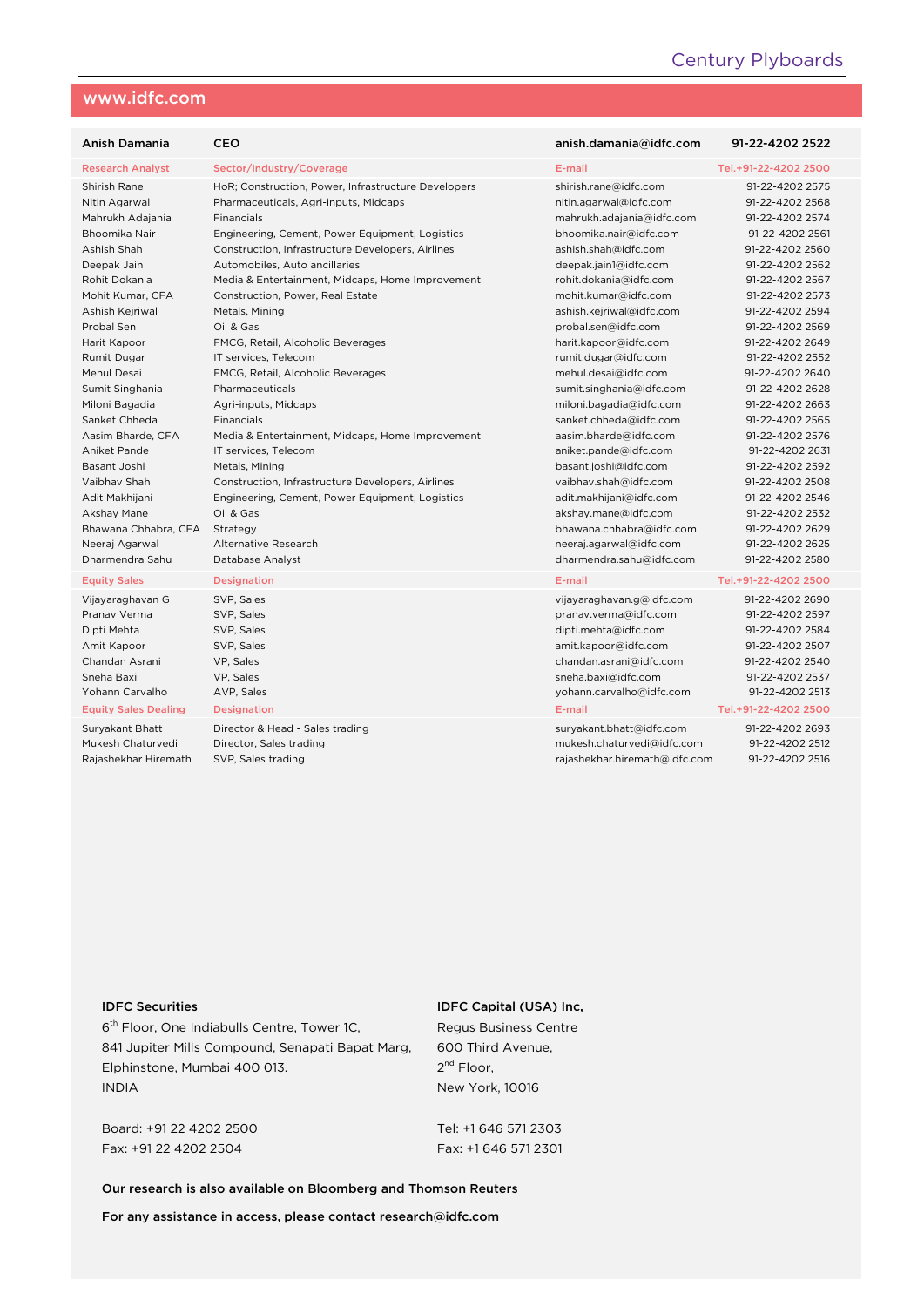## www.idfc.com

| Anish Damania | CEO | anish.damania@idfc.com | 91-22-4202 2522 |
|---|---|---|---|
| **Research Analyst** | **Sector/Industry/Coverage** | **E-mail** | **Tel.+91-22-4202 2500** |
| Shirish Rane | HoR; Construction, Power, Infrastructure Developers | shirish.rane@idfc.com | 91-22-4202 2575 |
| Nitin Agarwal | Pharmaceuticals, Agri-inputs, Midcaps | nitin.agarwal@idfc.com | 91-22-4202 2568 |
| Mahrukh Adajania | Financials | mahrukh.adajania@idfc.com | 91-22-4202 2574 |
| Bhoomika Nair | Engineering, Cement, Power Equipment, Logistics | bhoomika.nair@idfc.com | 91-22-4202 2561 |
| Ashish Shah | Construction, Infrastructure Developers, Airlines | ashish.shah@idfc.com | 91-22-4202 2560 |
| Deepak Jain | Automobiles, Auto ancillaries | deepak.jain1@idfc.com | 91-22-4202 2562 |
| Rohit Dokania | Media & Entertainment, Midcaps, Home Improvement | rohit.dokania@idfc.com | 91-22-4202 2567 |
| Mohit Kumar, CFA | Construction, Power, Real Estate | mohit.kumar@idfc.com | 91-22-4202 2573 |
| Ashish Kejriwal | Metals, Mining | ashish.kejriwal@idfc.com | 91-22-4202 2594 |
| Probal Sen | Oil & Gas | probal.sen@idfc.com | 91-22-4202 2569 |
| Harit Kapoor | FMCG, Retail, Alcoholic Beverages | harit.kapoor@idfc.com | 91-22-4202 2649 |
| Rumit Dugar | IT services, Telecom | rumit.dugar@idfc.com | 91-22-4202 2552 |
| Mehul Desai | FMCG, Retail, Alcoholic Beverages | mehul.desai@idfc.com | 91-22-4202 2640 |
| Sumit Singhania | Pharmaceuticals | sumit.singhania@idfc.com | 91-22-4202 2628 |
| Miloni Bagadia | Agri-inputs, Midcaps | miloni.bagadia@idfc.com | 91-22-4202 2663 |
| Sanket Chheda | Financials | sanket.chheda@idfc.com | 91-22-4202 2565 |
| Aasim Bharde, CFA | Media & Entertainment, Midcaps, Home Improvement | aasim.bharde@idfc.com | 91-22-4202 2576 |
| Aniket Pande | IT services, Telecom | aniket.pande@idfc.com | 91-22-4202 2631 |
| Basant Joshi | Metals, Mining | basant.joshi@idfc.com | 91-22-4202 2592 |
| Vaibhav Shah | Construction, Infrastructure Developers, Airlines | vaibhav.shah@idfc.com | 91-22-4202 2508 |
| Adit Makhijani | Engineering, Cement, Power Equipment, Logistics | adit.makhijani@idfc.com | 91-22-4202 2546 |
| Akshay Mane | Oil & Gas | akshay.mane@idfc.com | 91-22-4202 2532 |
| Bhawana Chhabra, CFA | Strategy | bhawana.chhabra@idfc.com | 91-22-4202 2629 |
| Neeraj Agarwal | Alternative Research | neeraj.agarwal@idfc.com | 91-22-4202 2625 |
| Dharmendra Sahu | Database Analyst | dharmendra.sahu@idfc.com | 91-22-4202 2580 |
| **Equity Sales** | **Designation** | **E-mail** | **Tel.+91-22-4202 2500** |
| Vijayaraghavan G | SVP, Sales | vijayaraghavan.g@idfc.com | 91-22-4202 2690 |
| Pranav Verma | SVP, Sales | pranav.verma@idfc.com | 91-22-4202 2597 |
| Dipti Mehta | SVP, Sales | dipti.mehta@idfc.com | 91-22-4202 2584 |
| Amit Kapoor | SVP, Sales | amit.kapoor@idfc.com | 91-22-4202 2507 |
| Chandan Asrani | VP, Sales | chandan.asrani@idfc.com | 91-22-4202 2540 |
| Sneha Baxi | VP, Sales | sneha.baxi@idfc.com | 91-22-4202 2537 |
| Yohann Carvalho | AVP, Sales | yohann.carvalho@idfc.com | 91-22-4202 2513 |
| **Equity Sales Dealing** | **Designation** | **E-mail** | **Tel.+91-22-4202 2500** |
| Suryakant Bhatt | Director & Head - Sales trading | suryakant.bhatt@idfc.com | 91-22-4202 2693 |
| Mukesh Chaturvedi | Director, Sales trading | mukesh.chaturvedi@idfc.com | 91-22-4202 2512 |
| Rajashekhar Hiremath | SVP, Sales trading | rajashekhar.hiremath@idfc.com | 91-22-4202 2516 |

**IDFC Securities**
6th Floor, One Indiabulls Centre, Tower 1C,
841 Jupiter Mills Compound, Senapati Bapat Marg,
Elphinstone, Mumbai 400 013.
INDIA

Board: +91 22 4202 2500
Fax: +91 22 4202 2504

**IDFC Capital (USA) Inc,**
Regus Business Centre
600 Third Avenue,
2nd Floor,
New York, 10016

Tel: +1 646 571 2303
Fax: +1 646 571 2301

**Our research is also available on Bloomberg and Thomson Reuters**

**For any assistance in access, please contact research@idfc.com**